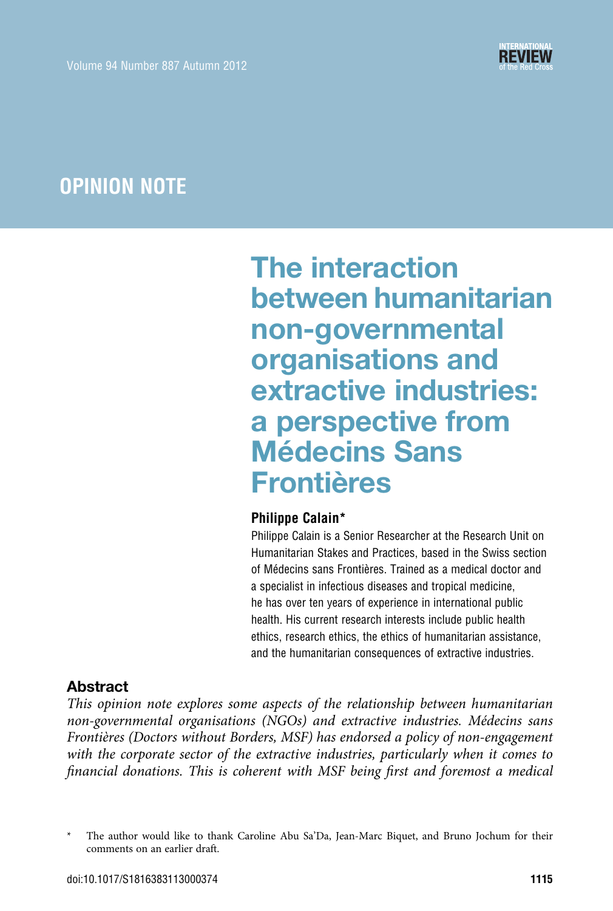OPINION NOTE

# The interaction between humanitarian non-governmental organisations and extractive industries: a perspective from Médecins Sans Frontières

**Philippe Calain***

Philippe Calain is a Senior Researcher at the Research Unit on Humanitarian Stakes and Practices, based in the Swiss section of Médecins sans Frontières. Trained as a medical doctor and a specialist in infectious diseases and tropical medicine, he has over ten years of experience in international public health. His current research interests include public health ethics, research ethics, the ethics of humanitarian assistance, and the humanitarian consequences of extractive industries.

## Abstract

*This opinion note explores some aspects of the relationship between humanitarian non-governmental organisations (NGOs) and extractive industries. Médecins sans Frontières (Doctors without Borders, MSF) has endorsed a policy of non-engagement with the corporate sector of the extractive industries, particularly when it comes to financial donations. This is coherent with MSF being first and foremost a medical*

\* The author would like to thank Caroline Abu Sa'Da, Jean-Marc Biquet, and Bruno Jochum for their comments on an earlier draft.

doi:10.1017/S1816383113000374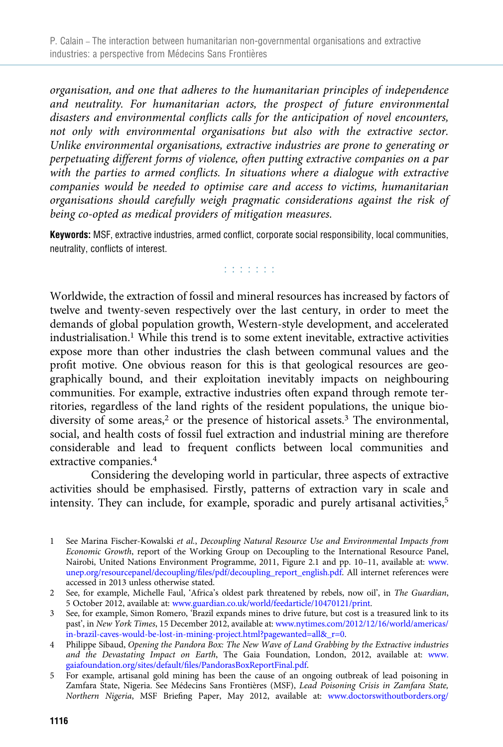*organisation, and one that adheres to the humanitarian principles of independence and neutrality. For humanitarian actors, the prospect of future environmental disasters and environmental conflicts calls for the anticipation of novel encounters, not only with environmental organisations but also with the extractive sector. Unlike environmental organisations, extractive industries are prone to generating or perpetuating different forms of violence, often putting extractive companies on a par with the parties to armed conflicts. In situations where a dialogue with extractive companies would be needed to optimise care and access to victims, humanitarian organisations should carefully weigh pragmatic considerations against the risk of being co-opted as medical providers of mitigation measures.*

**Keywords:** MSF, extractive industries, armed conflict, corporate social responsibility, local communities, neutrality, conflicts of interest.

: : : : : : :

Worldwide, the extraction of fossil and mineral resources has increased by factors of twelve and twenty-seven respectively over the last century, in order to meet the demands of global population growth, Western-style development, and accelerated industrialisation.[1] While this trend is to some extent inevitable, extractive activities expose more than other industries the clash between communal values and the profit motive. One obvious reason for this is that geological resources are geographically bound, and their exploitation inevitably impacts on neighbouring communities. For example, extractive industries often expand through remote territories, regardless of the land rights of the resident populations, the unique biodiversity of some areas,[2] or the presence of historical assets.[3] The environmental, social, and health costs of fossil fuel extraction and industrial mining are therefore considerable and lead to frequent conflicts between local communities and extractive companies.[4]

Considering the developing world in particular, three aspects of extractive activities should be emphasised. Firstly, patterns of extraction vary in scale and intensity. They can include, for example, sporadic and purely artisanal activities,[5]

1 See Marina Fischer-Kowalski *et al.*, *Decoupling Natural Resource Use and Environmental Impacts from Economic Growth*, report of the Working Group on Decoupling to the International Resource Panel, Nairobi, United Nations Environment Programme, 2011, Figure 2.1 and pp. 10–11, available at: www.unep.org/resourcepanel/decoupling/files/pdf/decoupling_report_english.pdf. All internet references were accessed in 2013 unless otherwise stated.

2 See, for example, Michelle Faul, 'Africa's oldest park threatened by rebels, now oil', in *The Guardian*, 5 October 2012, available at: www.guardian.co.uk/world/feedarticle/10470121/print.

3 See, for example, Simon Romero, 'Brazil expands mines to drive future, but cost is a treasured link to its past', in *New York Times*, 15 December 2012, available at: www.nytimes.com/2012/12/16/world/americas/in-brazil-caves-would-be-lost-in-mining-project.html?pagewanted=all&_r=0.

4 Philippe Sibaud, *Opening the Pandora Box: The New Wave of Land Grabbing by the Extractive industries and the Devastating Impact on Earth*, The Gaia Foundation, London, 2012, available at: www.gaiafoundation.org/sites/default/files/PandorasBoxReportFinal.pdf.

5 For example, artisanal gold mining has been the cause of an ongoing outbreak of lead poisoning in Zamfara State, Nigeria. See Médecins Sans Frontières (MSF), *Lead Poisoning Crisis in Zamfara State, Northern Nigeria*, MSF Briefing Paper, May 2012, available at: www.doctorswithoutborders.org/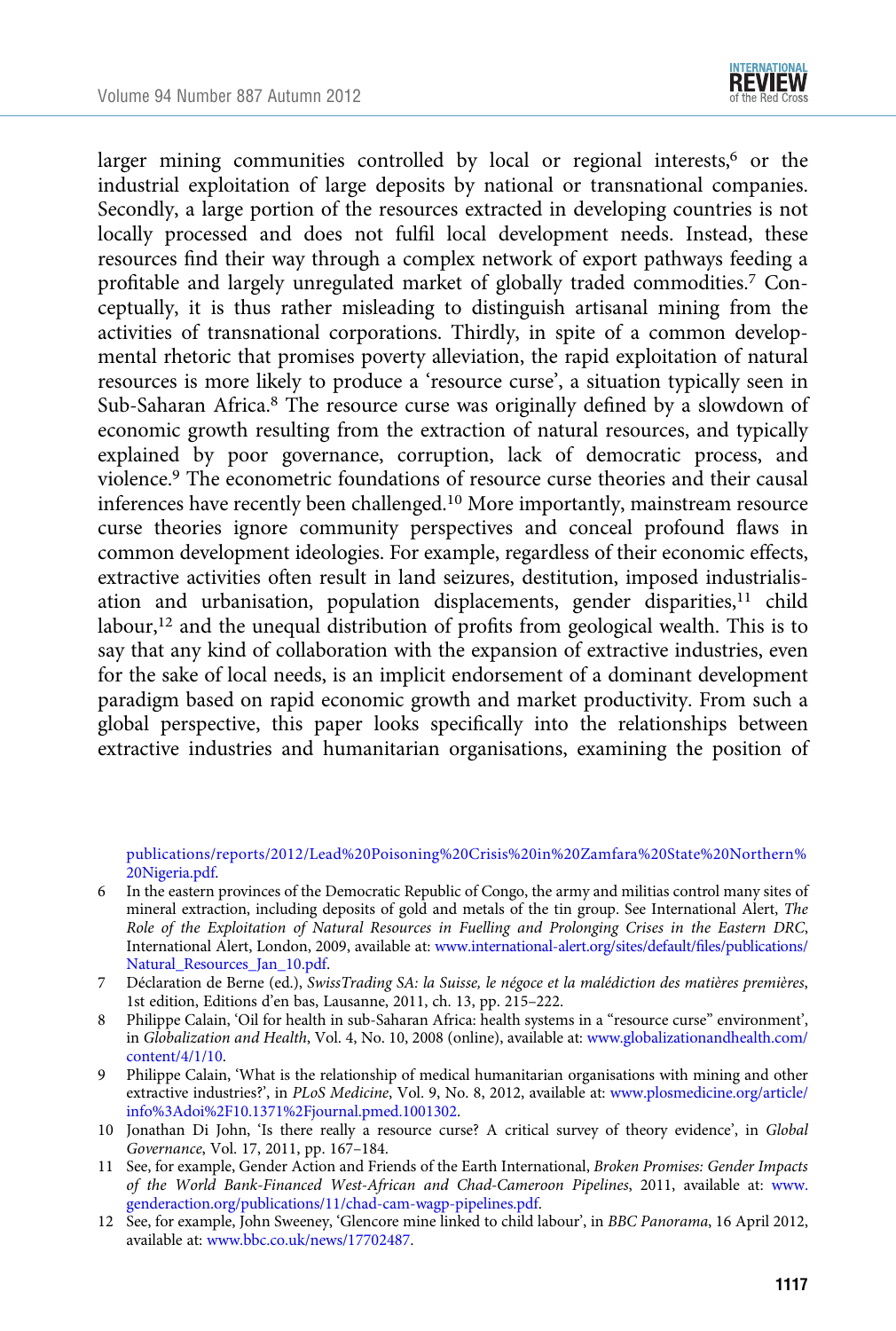larger mining communities controlled by local or regional interests,[6] or the industrial exploitation of large deposits by national or transnational companies. Secondly, a large portion of the resources extracted in developing countries is not locally processed and does not fulfil local development needs. Instead, these resources find their way through a complex network of export pathways feeding a profitable and largely unregulated market of globally traded commodities.[7] Conceptually, it is thus rather misleading to distinguish artisanal mining from the activities of transnational corporations. Thirdly, in spite of a common developmental rhetoric that promises poverty alleviation, the rapid exploitation of natural resources is more likely to produce a 'resource curse', a situation typically seen in Sub-Saharan Africa.[8] The resource curse was originally defined by a slowdown of economic growth resulting from the extraction of natural resources, and typically explained by poor governance, corruption, lack of democratic process, and violence.[9] The econometric foundations of resource curse theories and their causal inferences have recently been challenged.[10] More importantly, mainstream resource curse theories ignore community perspectives and conceal profound flaws in common development ideologies. For example, regardless of their economic effects, extractive activities often result in land seizures, destitution, imposed industrialisation and urbanisation, population displacements, gender disparities,[11] child labour,[12] and the unequal distribution of profits from geological wealth. This is to say that any kind of collaboration with the expansion of extractive industries, even for the sake of local needs, is an implicit endorsement of a dominant development paradigm based on rapid economic growth and market productivity. From such a global perspective, this paper looks specifically into the relationships between extractive industries and humanitarian organisations, examining the position of

publications/reports/2012/Lead%20Poisoning%20Crisis%20in%20Zamfara%20State%20Northern%20Nigeria.pdf.

6 In the eastern provinces of the Democratic Republic of Congo, the army and militias control many sites of mineral extraction, including deposits of gold and metals of the tin group. See International Alert, *The Role of the Exploitation of Natural Resources in Fuelling and Prolonging Crises in the Eastern DRC*, International Alert, London, 2009, available at: www.international-alert.org/sites/default/files/publications/Natural_Resources_Jan_10.pdf.

7 Déclaration de Berne (ed.), *SwissTrading SA: la Suisse, le négoce et la malédiction des matières premières*, 1st edition, Editions d'en bas, Lausanne, 2011, ch. 13, pp. 215–222.

8 Philippe Calain, 'Oil for health in sub-Saharan Africa: health systems in a "resource curse" environment', in *Globalization and Health*, Vol. 4, No. 10, 2008 (online), available at: www.globalizationandhealth.com/content/4/1/10.

9 Philippe Calain, 'What is the relationship of medical humanitarian organisations with mining and other extractive industries?', in *PLoS Medicine*, Vol. 9, No. 8, 2012, available at: www.plosmedicine.org/article/info%3Adoi%2F10.1371%2Fjournal.pmed.1001302.

10 Jonathan Di John, 'Is there really a resource curse? A critical survey of theory evidence', in *Global Governance*, Vol. 17, 2011, pp. 167–184.

11 See, for example, Gender Action and Friends of the Earth International, *Broken Promises: Gender Impacts of the World Bank-Financed West-African and Chad-Cameroon Pipelines*, 2011, available at: www.genderaction.org/publications/11/chad-cam-wagp-pipelines.pdf.

12 See, for example, John Sweeney, 'Glencore mine linked to child labour', in *BBC Panorama*, 16 April 2012, available at: www.bbc.co.uk/news/17702487.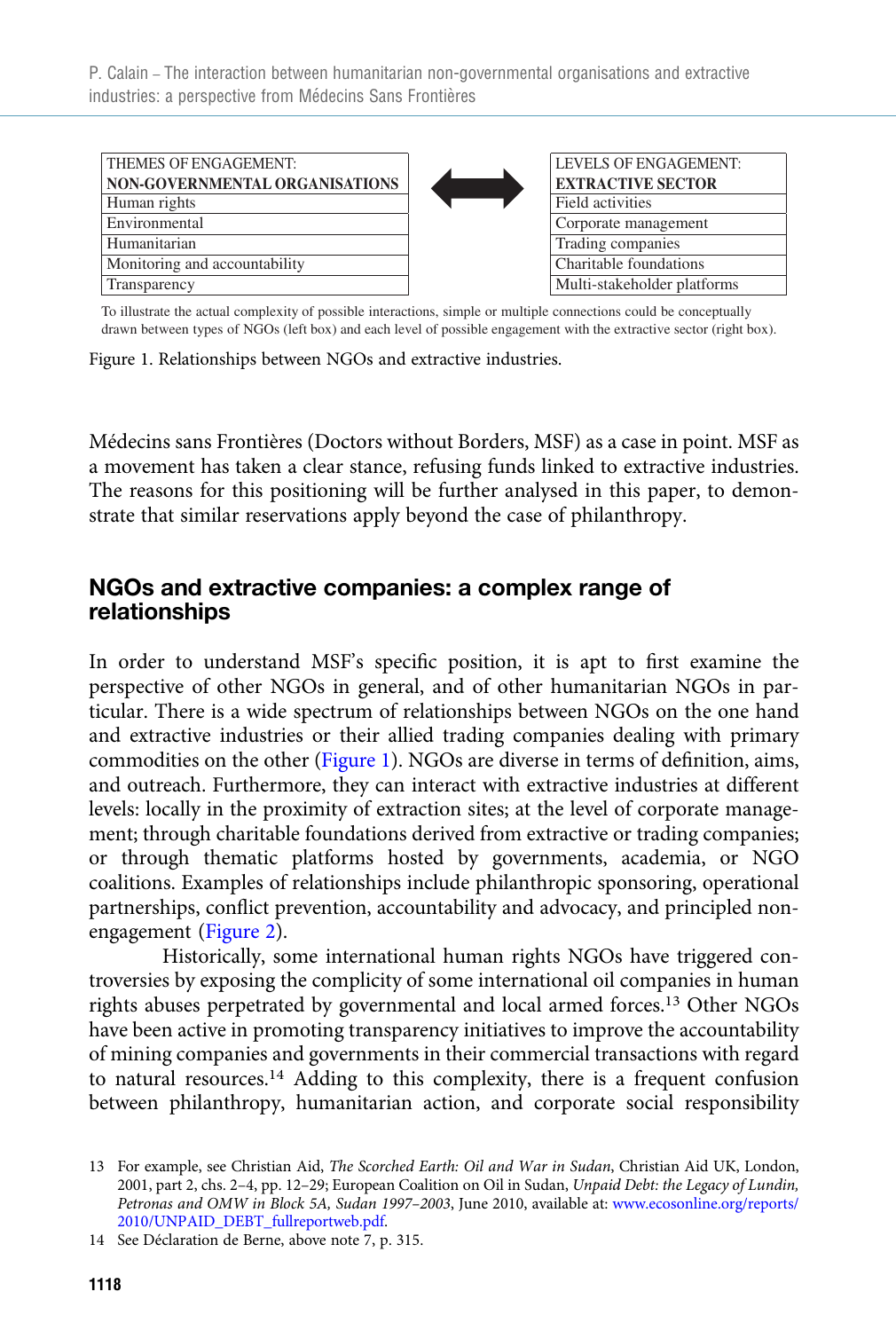| THEMES OF ENGAGEMENT: **NON-GOVERNMENTAL ORGANISATIONS** | | LEVELS OF ENGAGEMENT: **EXTRACTIVE SECTOR** |
|---|---|---|
| Human rights | ⟷ | Field activities |
| Environmental | | Corporate management |
| Humanitarian | | Trading companies |
| Monitoring and accountability | | Charitable foundations |
| Transparency | | Multi-stakeholder platforms |

To illustrate the actual complexity of possible interactions, simple or multiple connections could be conceptually drawn between types of NGOs (left box) and each level of possible engagement with the extractive sector (right box).

Figure 1. Relationships between NGOs and extractive industries.

Médecins sans Frontières (Doctors without Borders, MSF) as a case in point. MSF as a movement has taken a clear stance, refusing funds linked to extractive industries. The reasons for this positioning will be further analysed in this paper, to demonstrate that similar reservations apply beyond the case of philanthropy.

## NGOs and extractive companies: a complex range of relationships

In order to understand MSF's specific position, it is apt to first examine the perspective of other NGOs in general, and of other humanitarian NGOs in particular. There is a wide spectrum of relationships between NGOs on the one hand and extractive industries or their allied trading companies dealing with primary commodities on the other (Figure 1). NGOs are diverse in terms of definition, aims, and outreach. Furthermore, they can interact with extractive industries at different levels: locally in the proximity of extraction sites; at the level of corporate management; through charitable foundations derived from extractive or trading companies; or through thematic platforms hosted by governments, academia, or NGO coalitions. Examples of relationships include philanthropic sponsoring, operational partnerships, conflict prevention, accountability and advocacy, and principled non-engagement (Figure 2).

Historically, some international human rights NGOs have triggered controversies by exposing the complicity of some international oil companies in human rights abuses perpetrated by governmental and local armed forces.[13] Other NGOs have been active in promoting transparency initiatives to improve the accountability of mining companies and governments in their commercial transactions with regard to natural resources.[14] Adding to this complexity, there is a frequent confusion between philanthropy, humanitarian action, and corporate social responsibility

13 For example, see Christian Aid, *The Scorched Earth: Oil and War in Sudan*, Christian Aid UK, London, 2001, part 2, chs. 2–4, pp. 12–29; European Coalition on Oil in Sudan, *Unpaid Debt: the Legacy of Lundin, Petronas and OMW in Block 5A, Sudan 1997–2003*, June 2010, available at: www.ecosonline.org/reports/2010/UNPAID_DEBT_fullreportweb.pdf.

14 See Déclaration de Berne, above note 7, p. 315.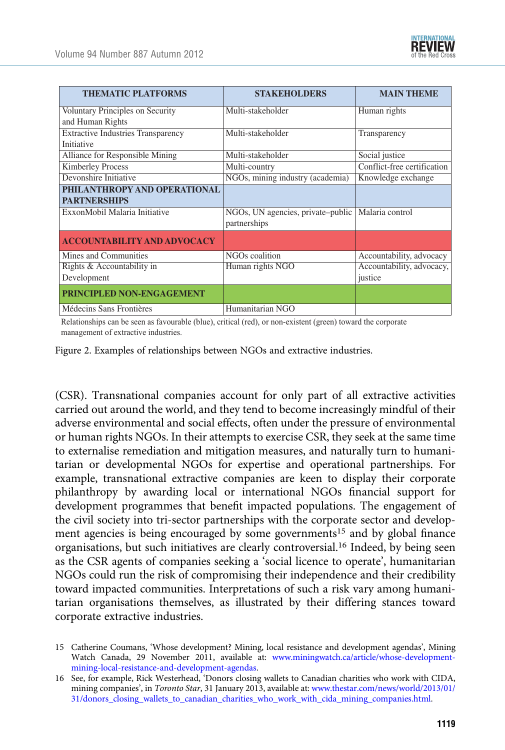| THEMATIC PLATFORMS | STAKEHOLDERS | MAIN THEME |
|---|---|---|
| Voluntary Principles on Security and Human Rights | Multi-stakeholder | Human rights |
| Extractive Industries Transparency Initiative | Multi-stakeholder | Transparency |
| Alliance for Responsible Mining | Multi-stakeholder | Social justice |
| Kimberley Process | Multi-country | Conflict-free certification |
| Devonshire Initiative | NGOs, mining industry (academia) | Knowledge exchange |
| **PHILANTHROPY AND OPERATIONAL PARTNERSHIPS** | | |
| ExxonMobil Malaria Initiative | NGOs, UN agencies, private–public partnerships | Malaria control |
| **ACCOUNTABILITY AND ADVOCACY** | | |
| Mines and Communities | NGOs coalition | Accountability, advocacy |
| Rights & Accountability in Development | Human rights NGO | Accountability, advocacy, justice |
| **PRINCIPLED NON-ENGAGEMENT** | | |
| Médecins Sans Frontières | Humanitarian NGO | |

Relationships can be seen as favourable (blue), critical (red), or non-existent (green) toward the corporate management of extractive industries.

Figure 2. Examples of relationships between NGOs and extractive industries.

(CSR). Transnational companies account for only part of all extractive activities carried out around the world, and they tend to become increasingly mindful of their adverse environmental and social effects, often under the pressure of environmental or human rights NGOs. In their attempts to exercise CSR, they seek at the same time to externalise remediation and mitigation measures, and naturally turn to humanitarian or developmental NGOs for expertise and operational partnerships. For example, transnational extractive companies are keen to display their corporate philanthropy by awarding local or international NGOs financial support for development programmes that benefit impacted populations. The engagement of the civil society into tri-sector partnerships with the corporate sector and development agencies is being encouraged by some governments[15] and by global finance organisations, but such initiatives are clearly controversial.[16] Indeed, by being seen as the CSR agents of companies seeking a 'social licence to operate', humanitarian NGOs could run the risk of compromising their independence and their credibility toward impacted communities. Interpretations of such a risk vary among humanitarian organisations themselves, as illustrated by their differing stances toward corporate extractive industries.

15 Catherine Coumans, 'Whose development? Mining, local resistance and development agendas', Mining Watch Canada, 29 November 2011, available at: www.miningwatch.ca/article/whose-development-mining-local-resistance-and-development-agendas.

16 See, for example, Rick Westerhead, 'Donors closing wallets to Canadian charities who work with CIDA, mining companies', in *Toronto Star*, 31 January 2013, available at: www.thestar.com/news/world/2013/01/31/donors_closing_wallets_to_canadian_charities_who_work_with_cida_mining_companies.html.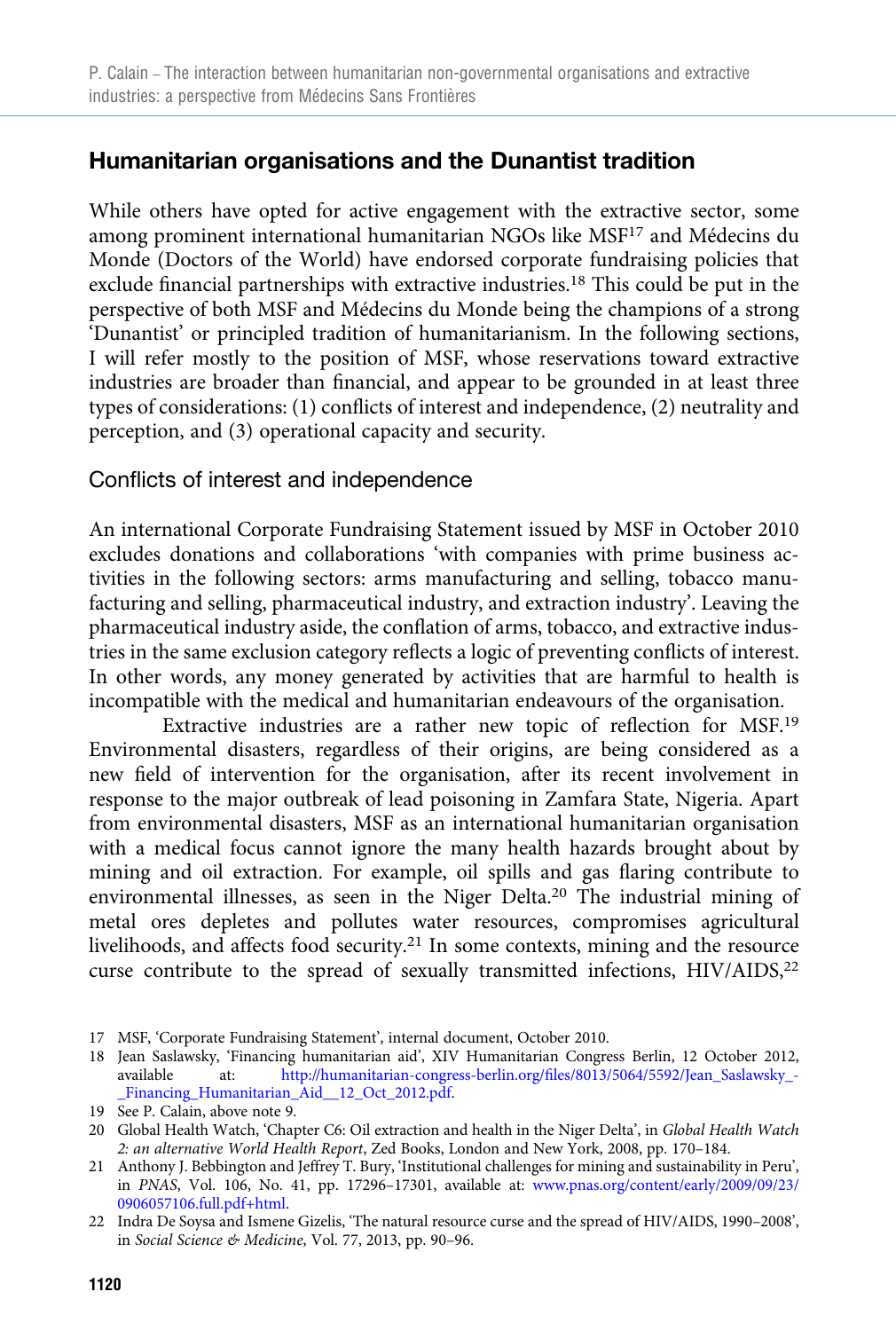## Humanitarian organisations and the Dunantist tradition

While others have opted for active engagement with the extractive sector, some among prominent international humanitarian NGOs like MSF[17] and Médecins du Monde (Doctors of the World) have endorsed corporate fundraising policies that exclude financial partnerships with extractive industries.[18] This could be put in the perspective of both MSF and Médecins du Monde being the champions of a strong 'Dunantist' or principled tradition of humanitarianism. In the following sections, I will refer mostly to the position of MSF, whose reservations toward extractive industries are broader than financial, and appear to be grounded in at least three types of considerations: (1) conflicts of interest and independence, (2) neutrality and perception, and (3) operational capacity and security.

### Conflicts of interest and independence

An international Corporate Fundraising Statement issued by MSF in October 2010 excludes donations and collaborations 'with companies with prime business activities in the following sectors: arms manufacturing and selling, tobacco manufacturing and selling, pharmaceutical industry, and extraction industry'. Leaving the pharmaceutical industry aside, the conflation of arms, tobacco, and extractive industries in the same exclusion category reflects a logic of preventing conflicts of interest. In other words, any money generated by activities that are harmful to health is incompatible with the medical and humanitarian endeavours of the organisation.

Extractive industries are a rather new topic of reflection for MSF.[19] Environmental disasters, regardless of their origins, are being considered as a new field of intervention for the organisation, after its recent involvement in response to the major outbreak of lead poisoning in Zamfara State, Nigeria. Apart from environmental disasters, MSF as an international humanitarian organisation with a medical focus cannot ignore the many health hazards brought about by mining and oil extraction. For example, oil spills and gas flaring contribute to environmental illnesses, as seen in the Niger Delta.[20] The industrial mining of metal ores depletes and pollutes water resources, compromises agricultural livelihoods, and affects food security.[21] In some contexts, mining and the resource curse contribute to the spread of sexually transmitted infections, HIV/AIDS,[22]

17 MSF, 'Corporate Fundraising Statement', internal document, October 2010.

18 Jean Saslawsky, 'Financing humanitarian aid', XIV Humanitarian Congress Berlin, 12 October 2012, available at: http://humanitarian-congress-berlin.org/files/8013/5064/5592/Jean_Saslawsky_-_Financing_Humanitarian_Aid__12_Oct_2012.pdf.

19 See P. Calain, above note 9.

20 Global Health Watch, 'Chapter C6: Oil extraction and health in the Niger Delta', in *Global Health Watch 2: an alternative World Health Report*, Zed Books, London and New York, 2008, pp. 170–184.

21 Anthony J. Bebbington and Jeffrey T. Bury, 'Institutional challenges for mining and sustainability in Peru', in *PNAS*, Vol. 106, No. 41, pp. 17296–17301, available at: www.pnas.org/content/early/2009/09/23/0906057106.full.pdf+html.

22 Indra De Soysa and Ismene Gizelis, 'The natural resource curse and the spread of HIV/AIDS, 1990–2008', in *Social Science & Medicine*, Vol. 77, 2013, pp. 90–96.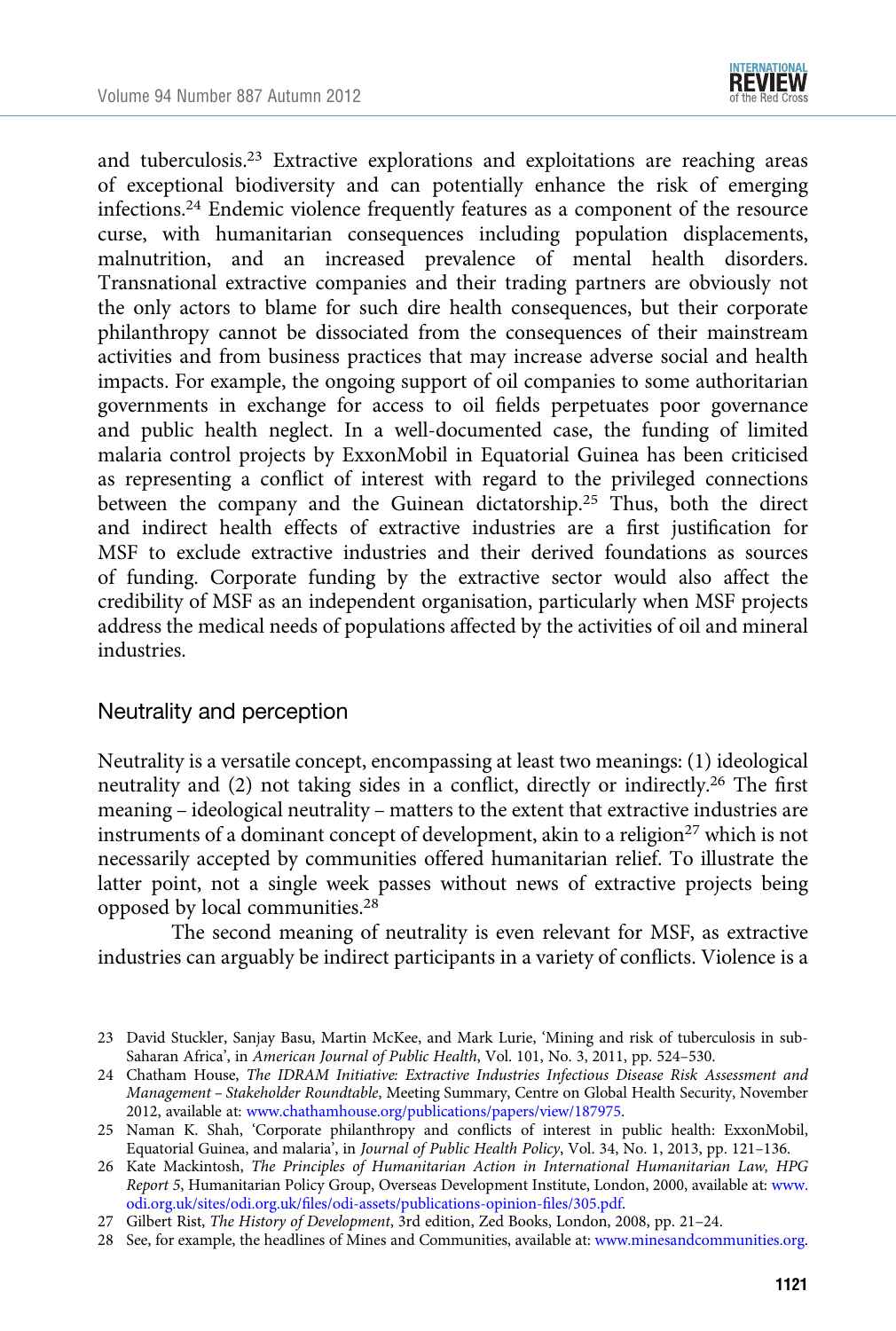and tuberculosis.[23] Extractive explorations and exploitations are reaching areas of exceptional biodiversity and can potentially enhance the risk of emerging infections.[24] Endemic violence frequently features as a component of the resource curse, with humanitarian consequences including population displacements, malnutrition, and an increased prevalence of mental health disorders. Transnational extractive companies and their trading partners are obviously not the only actors to blame for such dire health consequences, but their corporate philanthropy cannot be dissociated from the consequences of their mainstream activities and from business practices that may increase adverse social and health impacts. For example, the ongoing support of oil companies to some authoritarian governments in exchange for access to oil fields perpetuates poor governance and public health neglect. In a well-documented case, the funding of limited malaria control projects by ExxonMobil in Equatorial Guinea has been criticised as representing a conflict of interest with regard to the privileged connections between the company and the Guinean dictatorship.[25] Thus, both the direct and indirect health effects of extractive industries are a first justification for MSF to exclude extractive industries and their derived foundations as sources of funding. Corporate funding by the extractive sector would also affect the credibility of MSF as an independent organisation, particularly when MSF projects address the medical needs of populations affected by the activities of oil and mineral industries.

## Neutrality and perception

Neutrality is a versatile concept, encompassing at least two meanings: (1) ideological neutrality and (2) not taking sides in a conflict, directly or indirectly.[26] The first meaning – ideological neutrality – matters to the extent that extractive industries are instruments of a dominant concept of development, akin to a religion[27] which is not necessarily accepted by communities offered humanitarian relief. To illustrate the latter point, not a single week passes without news of extractive projects being opposed by local communities.[28]

The second meaning of neutrality is even relevant for MSF, as extractive industries can arguably be indirect participants in a variety of conflicts. Violence is a

23 David Stuckler, Sanjay Basu, Martin McKee, and Mark Lurie, 'Mining and risk of tuberculosis in sub-Saharan Africa', in *American Journal of Public Health*, Vol. 101, No. 3, 2011, pp. 524–530.

24 Chatham House, *The IDRAM Initiative: Extractive Industries Infectious Disease Risk Assessment and Management – Stakeholder Roundtable*, Meeting Summary, Centre on Global Health Security, November 2012, available at: www.chathamhouse.org/publications/papers/view/187975.

25 Naman K. Shah, 'Corporate philanthropy and conflicts of interest in public health: ExxonMobil, Equatorial Guinea, and malaria', in *Journal of Public Health Policy*, Vol. 34, No. 1, 2013, pp. 121–136.

26 Kate Mackintosh, *The Principles of Humanitarian Action in International Humanitarian Law, HPG Report 5*, Humanitarian Policy Group, Overseas Development Institute, London, 2000, available at: www.odi.org.uk/sites/odi.org.uk/files/odi-assets/publications-opinion-files/305.pdf.

27 Gilbert Rist, *The History of Development*, 3rd edition, Zed Books, London, 2008, pp. 21–24.

28 See, for example, the headlines of Mines and Communities, available at: www.minesandcommunities.org.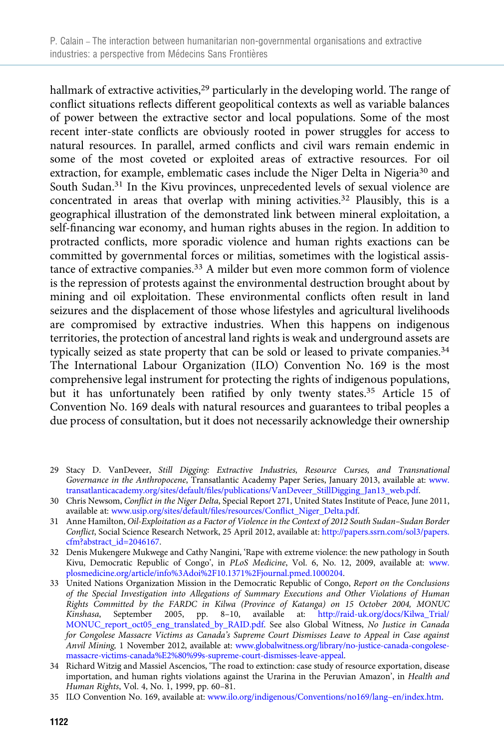hallmark of extractive activities,[29] particularly in the developing world. The range of conflict situations reflects different geopolitical contexts as well as variable balances of power between the extractive sector and local populations. Some of the most recent inter-state conflicts are obviously rooted in power struggles for access to natural resources. In parallel, armed conflicts and civil wars remain endemic in some of the most coveted or exploited areas of extractive resources. For oil extraction, for example, emblematic cases include the Niger Delta in Nigeria[30] and South Sudan.[31] In the Kivu provinces, unprecedented levels of sexual violence are concentrated in areas that overlap with mining activities.[32] Plausibly, this is a geographical illustration of the demonstrated link between mineral exploitation, a self-financing war economy, and human rights abuses in the region. In addition to protracted conflicts, more sporadic violence and human rights exactions can be committed by governmental forces or militias, sometimes with the logistical assistance of extractive companies.[33] A milder but even more common form of violence is the repression of protests against the environmental destruction brought about by mining and oil exploitation. These environmental conflicts often result in land seizures and the displacement of those whose lifestyles and agricultural livelihoods are compromised by extractive industries. When this happens on indigenous territories, the protection of ancestral land rights is weak and underground assets are typically seized as state property that can be sold or leased to private companies.[34] The International Labour Organization (ILO) Convention No. 169 is the most comprehensive legal instrument for protecting the rights of indigenous populations, but it has unfortunately been ratified by only twenty states.[35] Article 15 of Convention No. 169 deals with natural resources and guarantees to tribal peoples a due process of consultation, but it does not necessarily acknowledge their ownership

29 Stacy D. VanDeveer, *Still Digging: Extractive Industries, Resource Curses, and Transnational Governance in the Anthropocene*, Transatlantic Academy Paper Series, January 2013, available at: www.transatlanticacademy.org/sites/default/files/publications/VanDeveer_StillDigging_Jan13_web.pdf.

30 Chris Newsom, *Conflict in the Niger Delta*, Special Report 271, United States Institute of Peace, June 2011, available at: www.usip.org/sites/default/files/resources/Conflict_Niger_Delta.pdf.

31 Anne Hamilton, *Oil-Exploitation as a Factor of Violence in the Context of 2012 South Sudan–Sudan Border Conflict*, Social Science Research Network, 25 April 2012, available at: http://papers.ssrn.com/sol3/papers.cfm?abstract_id=2046167.

32 Denis Mukengere Mukwege and Cathy Nangini, 'Rape with extreme violence: the new pathology in South Kivu, Democratic Republic of Congo', in *PLoS Medicine*, Vol. 6, No. 12, 2009, available at: www.plosmedicine.org/article/info%3Adoi%2F10.1371%2Fjournal.pmed.1000204.

33 United Nations Organization Mission in the Democratic Republic of Congo, *Report on the Conclusions of the Special Investigation into Allegations of Summary Executions and Other Violations of Human Rights Committed by the FARDC in Kilwa (Province of Katanga) on 15 October 2004, MONUC Kinshasa*, September 2005, pp. 8–10, available at: http://raid-uk.org/docs/Kilwa_Trial/MONUC_report_oct05_eng_translated_by_RAID.pdf. See also Global Witness, *No Justice in Canada for Congolese Massacre Victims as Canada's Supreme Court Dismisses Leave to Appeal in Case against Anvil Mining,* 1 November 2012, available at: www.globalwitness.org/library/no-justice-canada-congolese-massacre-victims-canada%E2%80%99s-supreme-court-dismisses-leave-appeal.

34 Richard Witzig and Massiel Ascencios, 'The road to extinction: case study of resource exportation, disease importation, and human rights violations against the Urarina in the Peruvian Amazon', in *Health and Human Rights*, Vol. 4, No. 1, 1999, pp. 60–81.

35 ILO Convention No. 169, available at: www.ilo.org/indigenous/Conventions/no169/lang–en/index.htm.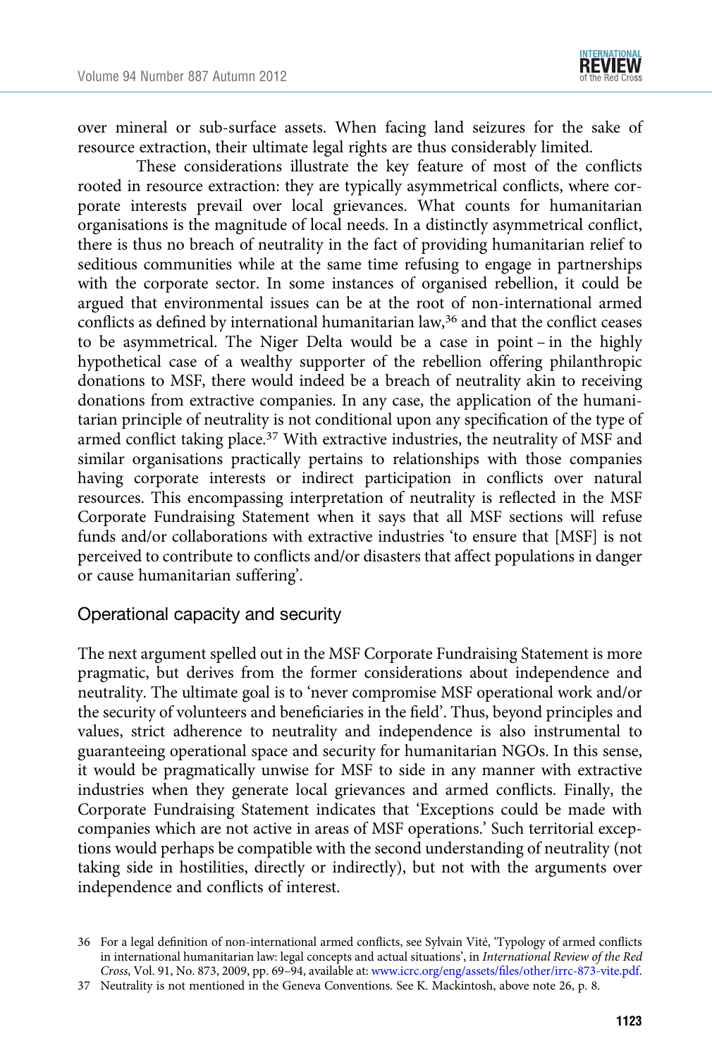over mineral or sub-surface assets. When facing land seizures for the sake of resource extraction, their ultimate legal rights are thus considerably limited.

These considerations illustrate the key feature of most of the conflicts rooted in resource extraction: they are typically asymmetrical conflicts, where corporate interests prevail over local grievances. What counts for humanitarian organisations is the magnitude of local needs. In a distinctly asymmetrical conflict, there is thus no breach of neutrality in the fact of providing humanitarian relief to seditious communities while at the same time refusing to engage in partnerships with the corporate sector. In some instances of organised rebellion, it could be argued that environmental issues can be at the root of non-international armed conflicts as defined by international humanitarian law,[36] and that the conflict ceases to be asymmetrical. The Niger Delta would be a case in point – in the highly hypothetical case of a wealthy supporter of the rebellion offering philanthropic donations to MSF, there would indeed be a breach of neutrality akin to receiving donations from extractive companies. In any case, the application of the humanitarian principle of neutrality is not conditional upon any specification of the type of armed conflict taking place.[37] With extractive industries, the neutrality of MSF and similar organisations practically pertains to relationships with those companies having corporate interests or indirect participation in conflicts over natural resources. This encompassing interpretation of neutrality is reflected in the MSF Corporate Fundraising Statement when it says that all MSF sections will refuse funds and/or collaborations with extractive industries 'to ensure that [MSF] is not perceived to contribute to conflicts and/or disasters that affect populations in danger or cause humanitarian suffering'.

## Operational capacity and security

The next argument spelled out in the MSF Corporate Fundraising Statement is more pragmatic, but derives from the former considerations about independence and neutrality. The ultimate goal is to 'never compromise MSF operational work and/or the security of volunteers and beneficiaries in the field'. Thus, beyond principles and values, strict adherence to neutrality and independence is also instrumental to guaranteeing operational space and security for humanitarian NGOs. In this sense, it would be pragmatically unwise for MSF to side in any manner with extractive industries when they generate local grievances and armed conflicts. Finally, the Corporate Fundraising Statement indicates that 'Exceptions could be made with companies which are not active in areas of MSF operations.' Such territorial exceptions would perhaps be compatible with the second understanding of neutrality (not taking side in hostilities, directly or indirectly), but not with the arguments over independence and conflicts of interest.

36 For a legal definition of non-international armed conflicts, see Sylvain Vité, 'Typology of armed conflicts in international humanitarian law: legal concepts and actual situations', in *International Review of the Red Cross*, Vol. 91, No. 873, 2009, pp. 69–94, available at: www.icrc.org/eng/assets/files/other/irrc-873-vite.pdf.

37 Neutrality is not mentioned in the Geneva Conventions. See K. Mackintosh, above note 26, p. 8.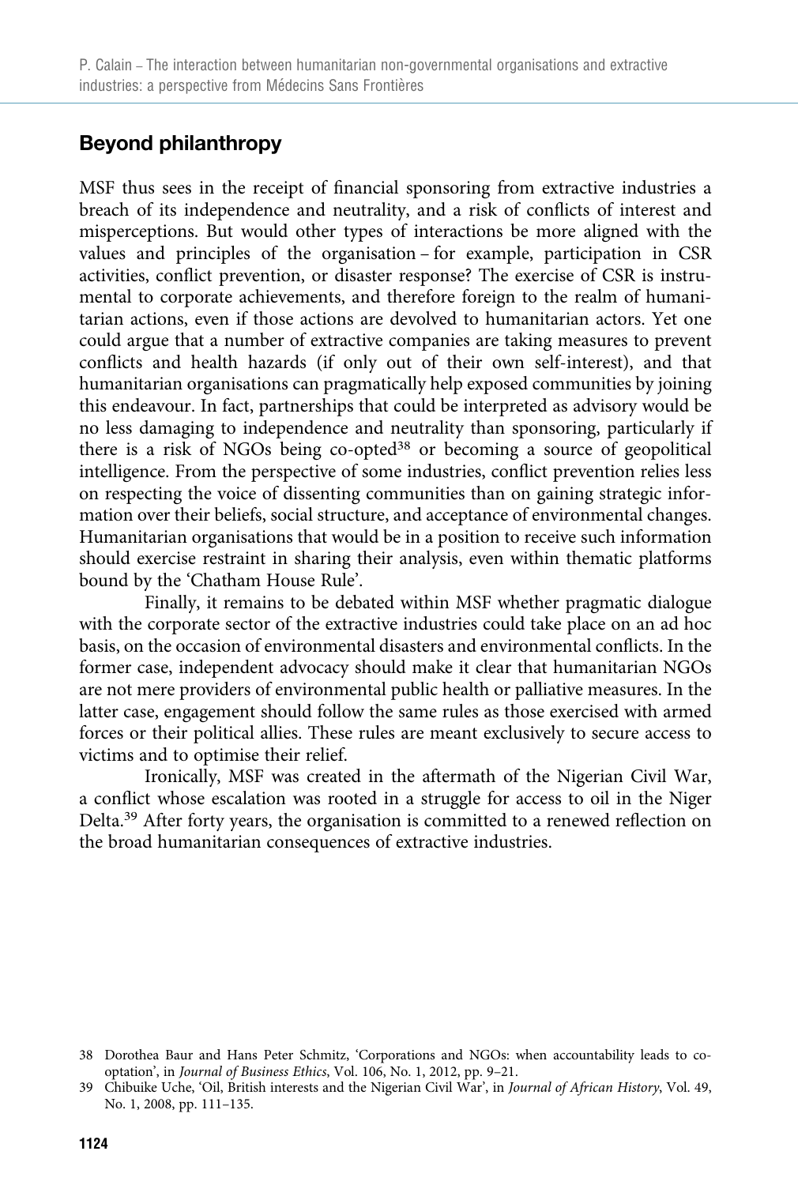## Beyond philanthropy

MSF thus sees in the receipt of financial sponsoring from extractive industries a breach of its independence and neutrality, and a risk of conflicts of interest and misperceptions. But would other types of interactions be more aligned with the values and principles of the organisation – for example, participation in CSR activities, conflict prevention, or disaster response? The exercise of CSR is instrumental to corporate achievements, and therefore foreign to the realm of humanitarian actions, even if those actions are devolved to humanitarian actors. Yet one could argue that a number of extractive companies are taking measures to prevent conflicts and health hazards (if only out of their own self-interest), and that humanitarian organisations can pragmatically help exposed communities by joining this endeavour. In fact, partnerships that could be interpreted as advisory would be no less damaging to independence and neutrality than sponsoring, particularly if there is a risk of NGOs being co-opted[38] or becoming a source of geopolitical intelligence. From the perspective of some industries, conflict prevention relies less on respecting the voice of dissenting communities than on gaining strategic information over their beliefs, social structure, and acceptance of environmental changes. Humanitarian organisations that would be in a position to receive such information should exercise restraint in sharing their analysis, even within thematic platforms bound by the 'Chatham House Rule'.

Finally, it remains to be debated within MSF whether pragmatic dialogue with the corporate sector of the extractive industries could take place on an ad hoc basis, on the occasion of environmental disasters and environmental conflicts. In the former case, independent advocacy should make it clear that humanitarian NGOs are not mere providers of environmental public health or palliative measures. In the latter case, engagement should follow the same rules as those exercised with armed forces or their political allies. These rules are meant exclusively to secure access to victims and to optimise their relief.

Ironically, MSF was created in the aftermath of the Nigerian Civil War, a conflict whose escalation was rooted in a struggle for access to oil in the Niger Delta.[39] After forty years, the organisation is committed to a renewed reflection on the broad humanitarian consequences of extractive industries.

---

38 Dorothea Baur and Hans Peter Schmitz, 'Corporations and NGOs: when accountability leads to co-optation', in *Journal of Business Ethics*, Vol. 106, No. 1, 2012, pp. 9–21.

39 Chibuike Uche, 'Oil, British interests and the Nigerian Civil War', in *Journal of African History*, Vol. 49, No. 1, 2008, pp. 111–135.